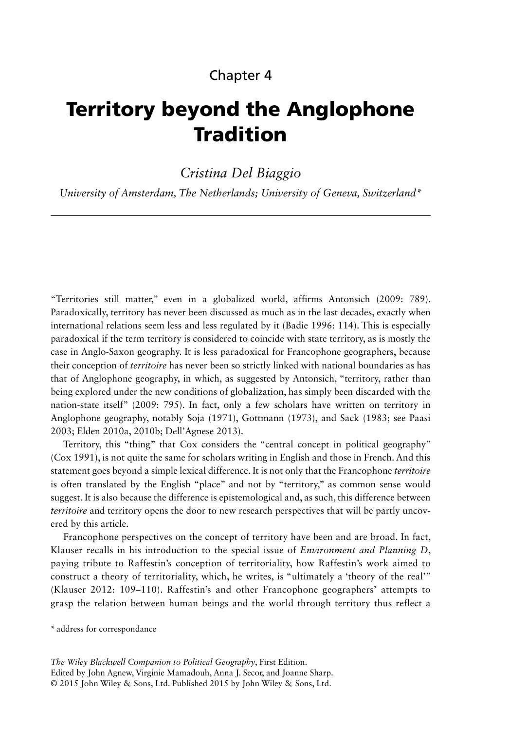Chapter 4

# Territory beyond the Anglophone Tradition

*Cristina Del Biaggio*

*University of Amsterdam, The Netherlands; University of Geneva, Switzerland**

"Territories still matter," even in a globalized world, affirms Antonsich (2009: 789). Paradoxically, territory has never been discussed as much as in the last decades, exactly when international relations seem less and less regulated by it (Badie 1996: 114). This is especially paradoxical if the term territory is considered to coincide with state territory, as is mostly the case in Anglo-Saxon geography. It is less paradoxical for Francophone geographers, because their conception of *territoire* has never been so strictly linked with national boundaries as has that of Anglophone geography, in which, as suggested by Antonsich, "territory, rather than being explored under the new conditions of globalization, has simply been discarded with the nation-state itself" (2009: 795). In fact, only a few scholars have written on territory in Anglophone geography, notably Soja (1971), Gottmann (1973), and Sack (1983; see Paasi 2003; Elden 2010a, 2010b; Dell'Agnese 2013).

Territory, this "thing" that Cox considers the "central concept in political geography" (Cox 1991), is not quite the same for scholars writing in English and those in French. And this statement goes beyond a simple lexical difference. It is not only that the Francophone *territoire* is often translated by the English "place" and not by "territory," as common sense would suggest. It is also because the difference is epistemological and, as such, this difference between *territoire* and territory opens the door to new research perspectives that will be partly uncovered by this article.

Francophone perspectives on the concept of territory have been and are broad. In fact, Klauser recalls in his introduction to the special issue of *Environment and Planning D*, paying tribute to Raffestin's conception of territoriality, how Raffestin's work aimed to construct a theory of territoriality, which, he writes, is "ultimately a 'theory of the real'" (Klauser 2012: 109–110). Raffestin's and other Francophone geographers' attempts to grasp the relation between human beings and the world through territory thus reflect a

\* address for correspondance

*The Wiley Blackwell Companion to Political Geography*, First Edition.
Edited by John Agnew, Virginie Mamadouh, Anna J. Secor, and Joanne Sharp.
© 2015 John Wiley & Sons, Ltd. Published 2015 by John Wiley & Sons, Ltd.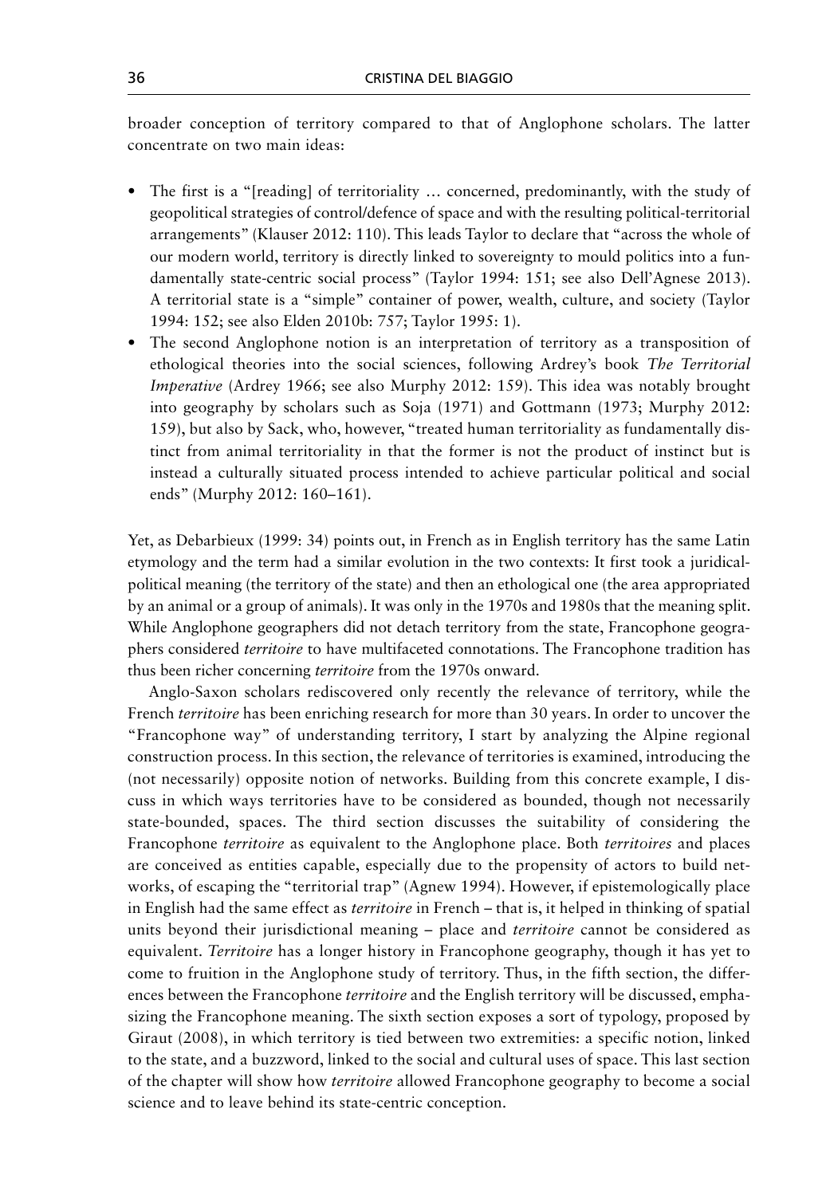broader conception of territory compared to that of Anglophone scholars. The latter concentrate on two main ideas:

- The first is a "[reading] of territoriality … concerned, predominantly, with the study of geopolitical strategies of control/defence of space and with the resulting political-territorial arrangements" (Klauser 2012: 110). This leads Taylor to declare that "across the whole of our modern world, territory is directly linked to sovereignty to mould politics into a fundamentally state-centric social process" (Taylor 1994: 151; see also Dell'Agnese 2013). A territorial state is a "simple" container of power, wealth, culture, and society (Taylor 1994: 152; see also Elden 2010b: 757; Taylor 1995: 1).
- The second Anglophone notion is an interpretation of territory as a transposition of ethological theories into the social sciences, following Ardrey's book *The Territorial Imperative* (Ardrey 1966; see also Murphy 2012: 159). This idea was notably brought into geography by scholars such as Soja (1971) and Gottmann (1973; Murphy 2012: 159), but also by Sack, who, however, "treated human territoriality as fundamentally distinct from animal territoriality in that the former is not the product of instinct but is instead a culturally situated process intended to achieve particular political and social ends" (Murphy 2012: 160–161).

Yet, as Debarbieux (1999: 34) points out, in French as in English territory has the same Latin etymology and the term had a similar evolution in the two contexts: It first took a juridical-political meaning (the territory of the state) and then an ethological one (the area appropriated by an animal or a group of animals). It was only in the 1970s and 1980s that the meaning split. While Anglophone geographers did not detach territory from the state, Francophone geographers considered *territoire* to have multifaceted connotations. The Francophone tradition has thus been richer concerning *territoire* from the 1970s onward.

Anglo-Saxon scholars rediscovered only recently the relevance of territory, while the French *territoire* has been enriching research for more than 30 years. In order to uncover the "Francophone way" of understanding territory, I start by analyzing the Alpine regional construction process. In this section, the relevance of territories is examined, introducing the (not necessarily) opposite notion of networks. Building from this concrete example, I discuss in which ways territories have to be considered as bounded, though not necessarily state-bounded, spaces. The third section discusses the suitability of considering the Francophone *territoire* as equivalent to the Anglophone place. Both *territoires* and places are conceived as entities capable, especially due to the propensity of actors to build networks, of escaping the "territorial trap" (Agnew 1994). However, if epistemologically place in English had the same effect as *territoire* in French – that is, it helped in thinking of spatial units beyond their jurisdictional meaning – place and *territoire* cannot be considered as equivalent. *Territoire* has a longer history in Francophone geography, though it has yet to come to fruition in the Anglophone study of territory. Thus, in the fifth section, the differences between the Francophone *territoire* and the English territory will be discussed, emphasizing the Francophone meaning. The sixth section exposes a sort of typology, proposed by Giraut (2008), in which territory is tied between two extremities: a specific notion, linked to the state, and a buzzword, linked to the social and cultural uses of space. This last section of the chapter will show how *territoire* allowed Francophone geography to become a social science and to leave behind its state-centric conception.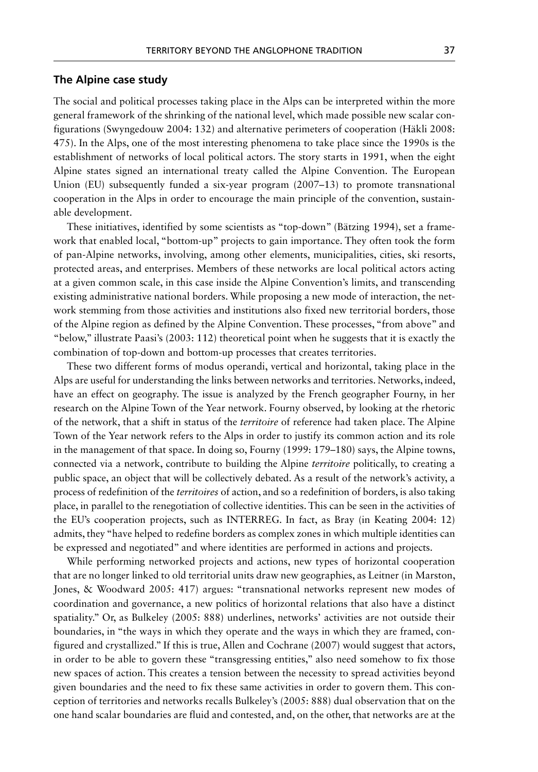## The Alpine case study

The social and political processes taking place in the Alps can be interpreted within the more general framework of the shrinking of the national level, which made possible new scalar configurations (Swyngedouw 2004: 132) and alternative perimeters of cooperation (Häkli 2008: 475). In the Alps, one of the most interesting phenomena to take place since the 1990s is the establishment of networks of local political actors. The story starts in 1991, when the eight Alpine states signed an international treaty called the Alpine Convention. The European Union (EU) subsequently funded a six-year program (2007–13) to promote transnational cooperation in the Alps in order to encourage the main principle of the convention, sustainable development.

These initiatives, identified by some scientists as "top-down" (Bätzing 1994), set a framework that enabled local, "bottom-up" projects to gain importance. They often took the form of pan-Alpine networks, involving, among other elements, municipalities, cities, ski resorts, protected areas, and enterprises. Members of these networks are local political actors acting at a given common scale, in this case inside the Alpine Convention's limits, and transcending existing administrative national borders. While proposing a new mode of interaction, the network stemming from those activities and institutions also fixed new territorial borders, those of the Alpine region as defined by the Alpine Convention. These processes, "from above" and "below," illustrate Paasi's (2003: 112) theoretical point when he suggests that it is exactly the combination of top-down and bottom-up processes that creates territories.

These two different forms of modus operandi, vertical and horizontal, taking place in the Alps are useful for understanding the links between networks and territories. Networks, indeed, have an effect on geography. The issue is analyzed by the French geographer Fourny, in her research on the Alpine Town of the Year network. Fourny observed, by looking at the rhetoric of the network, that a shift in status of the *territoire* of reference had taken place. The Alpine Town of the Year network refers to the Alps in order to justify its common action and its role in the management of that space. In doing so, Fourny (1999: 179–180) says, the Alpine towns, connected via a network, contribute to building the Alpine *territoire* politically, to creating a public space, an object that will be collectively debated. As a result of the network's activity, a process of redefinition of the *territoires* of action, and so a redefinition of borders, is also taking place, in parallel to the renegotiation of collective identities. This can be seen in the activities of the EU's cooperation projects, such as INTERREG. In fact, as Bray (in Keating 2004: 12) admits, they "have helped to redefine borders as complex zones in which multiple identities can be expressed and negotiated" and where identities are performed in actions and projects.

While performing networked projects and actions, new types of horizontal cooperation that are no longer linked to old territorial units draw new geographies, as Leitner (in Marston, Jones, & Woodward 2005: 417) argues: "transnational networks represent new modes of coordination and governance, a new politics of horizontal relations that also have a distinct spatiality." Or, as Bulkeley (2005: 888) underlines, networks' activities are not outside their boundaries, in "the ways in which they operate and the ways in which they are framed, configured and crystallized." If this is true, Allen and Cochrane (2007) would suggest that actors, in order to be able to govern these "transgressing entities," also need somehow to fix those new spaces of action. This creates a tension between the necessity to spread activities beyond given boundaries and the need to fix these same activities in order to govern them. This conception of territories and networks recalls Bulkeley's (2005: 888) dual observation that on the one hand scalar boundaries are fluid and contested, and, on the other, that networks are at the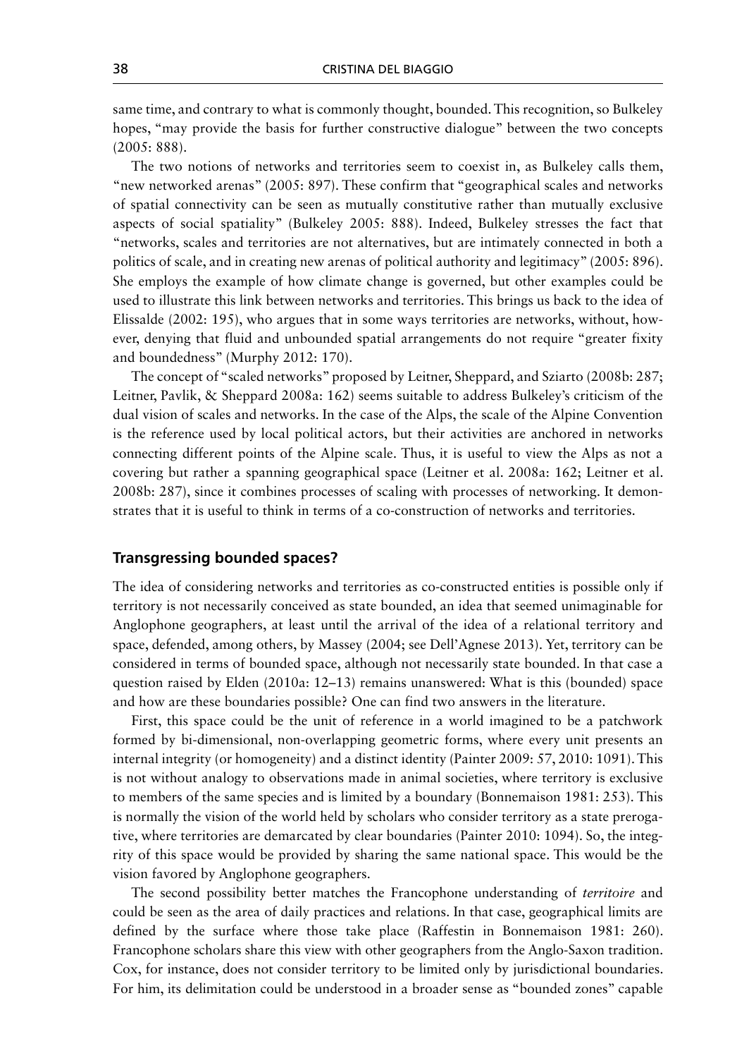same time, and contrary to what is commonly thought, bounded. This recognition, so Bulkeley hopes, "may provide the basis for further constructive dialogue" between the two concepts (2005: 888).

The two notions of networks and territories seem to coexist in, as Bulkeley calls them, "new networked arenas" (2005: 897). These confirm that "geographical scales and networks of spatial connectivity can be seen as mutually constitutive rather than mutually exclusive aspects of social spatiality" (Bulkeley 2005: 888). Indeed, Bulkeley stresses the fact that "networks, scales and territories are not alternatives, but are intimately connected in both a politics of scale, and in creating new arenas of political authority and legitimacy" (2005: 896). She employs the example of how climate change is governed, but other examples could be used to illustrate this link between networks and territories. This brings us back to the idea of Elissalde (2002: 195), who argues that in some ways territories are networks, without, however, denying that fluid and unbounded spatial arrangements do not require "greater fixity and boundedness" (Murphy 2012: 170).

The concept of "scaled networks" proposed by Leitner, Sheppard, and Sziarto (2008b: 287; Leitner, Pavlik, & Sheppard 2008a: 162) seems suitable to address Bulkeley's criticism of the dual vision of scales and networks. In the case of the Alps, the scale of the Alpine Convention is the reference used by local political actors, but their activities are anchored in networks connecting different points of the Alpine scale. Thus, it is useful to view the Alps as not a covering but rather a spanning geographical space (Leitner et al. 2008a: 162; Leitner et al. 2008b: 287), since it combines processes of scaling with processes of networking. It demonstrates that it is useful to think in terms of a co-construction of networks and territories.

## Transgressing bounded spaces?

The idea of considering networks and territories as co-constructed entities is possible only if territory is not necessarily conceived as state bounded, an idea that seemed unimaginable for Anglophone geographers, at least until the arrival of the idea of a relational territory and space, defended, among others, by Massey (2004; see Dell'Agnese 2013). Yet, territory can be considered in terms of bounded space, although not necessarily state bounded. In that case a question raised by Elden (2010a: 12–13) remains unanswered: What is this (bounded) space and how are these boundaries possible? One can find two answers in the literature.

First, this space could be the unit of reference in a world imagined to be a patchwork formed by bi-dimensional, non-overlapping geometric forms, where every unit presents an internal integrity (or homogeneity) and a distinct identity (Painter 2009: 57, 2010: 1091). This is not without analogy to observations made in animal societies, where territory is exclusive to members of the same species and is limited by a boundary (Bonnemaison 1981: 253). This is normally the vision of the world held by scholars who consider territory as a state prerogative, where territories are demarcated by clear boundaries (Painter 2010: 1094). So, the integrity of this space would be provided by sharing the same national space. This would be the vision favored by Anglophone geographers.

The second possibility better matches the Francophone understanding of *territoire* and could be seen as the area of daily practices and relations. In that case, geographical limits are defined by the surface where those take place (Raffestin in Bonnemaison 1981: 260). Francophone scholars share this view with other geographers from the Anglo-Saxon tradition. Cox, for instance, does not consider territory to be limited only by jurisdictional boundaries. For him, its delimitation could be understood in a broader sense as "bounded zones" capable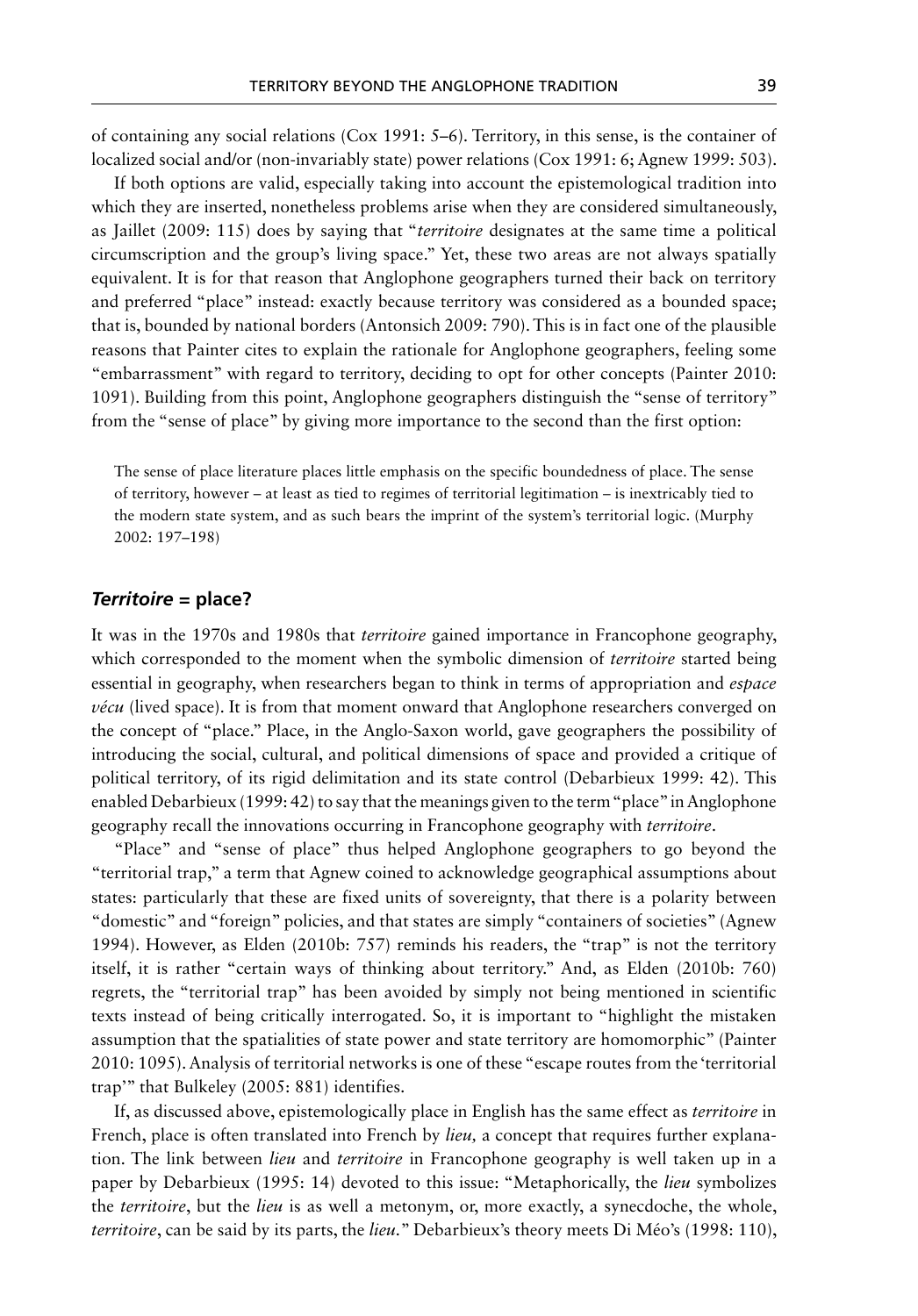of containing any social relations (Cox 1991: 5–6). Territory, in this sense, is the container of localized social and/or (non-invariably state) power relations (Cox 1991: 6; Agnew 1999: 503).

If both options are valid, especially taking into account the epistemological tradition into which they are inserted, nonetheless problems arise when they are considered simultaneously, as Jaillet (2009: 115) does by saying that "*territoire* designates at the same time a political circumscription and the group's living space." Yet, these two areas are not always spatially equivalent. It is for that reason that Anglophone geographers turned their back on territory and preferred "place" instead: exactly because territory was considered as a bounded space; that is, bounded by national borders (Antonsich 2009: 790). This is in fact one of the plausible reasons that Painter cites to explain the rationale for Anglophone geographers, feeling some "embarrassment" with regard to territory, deciding to opt for other concepts (Painter 2010: 1091). Building from this point, Anglophone geographers distinguish the "sense of territory" from the "sense of place" by giving more importance to the second than the first option:

> The sense of place literature places little emphasis on the specific boundedness of place. The sense of territory, however – at least as tied to regimes of territorial legitimation – is inextricably tied to the modern state system, and as such bears the imprint of the system's territorial logic. (Murphy 2002: 197–198)

## *Territoire* = place?

It was in the 1970s and 1980s that *territoire* gained importance in Francophone geography, which corresponded to the moment when the symbolic dimension of *territoire* started being essential in geography, when researchers began to think in terms of appropriation and *espace vécu* (lived space). It is from that moment onward that Anglophone researchers converged on the concept of "place." Place, in the Anglo-Saxon world, gave geographers the possibility of introducing the social, cultural, and political dimensions of space and provided a critique of political territory, of its rigid delimitation and its state control (Debarbieux 1999: 42). This enabled Debarbieux (1999: 42) to say that the meanings given to the term "place" in Anglophone geography recall the innovations occurring in Francophone geography with *territoire*.

"Place" and "sense of place" thus helped Anglophone geographers to go beyond the "territorial trap," a term that Agnew coined to acknowledge geographical assumptions about states: particularly that these are fixed units of sovereignty, that there is a polarity between "domestic" and "foreign" policies, and that states are simply "containers of societies" (Agnew 1994). However, as Elden (2010b: 757) reminds his readers, the "trap" is not the territory itself, it is rather "certain ways of thinking about territory." And, as Elden (2010b: 760) regrets, the "territorial trap" has been avoided by simply not being mentioned in scientific texts instead of being critically interrogated. So, it is important to "highlight the mistaken assumption that the spatialities of state power and state territory are homomorphic" (Painter 2010: 1095). Analysis of territorial networks is one of these "escape routes from the 'territorial trap'" that Bulkeley (2005: 881) identifies.

If, as discussed above, epistemologically place in English has the same effect as *territoire* in French, place is often translated into French by *lieu,* a concept that requires further explanation. The link between *lieu* and *territoire* in Francophone geography is well taken up in a paper by Debarbieux (1995: 14) devoted to this issue: "Metaphorically, the *lieu* symbolizes the *territoire*, but the *lieu* is as well a metonym, or, more exactly, a synecdoche, the whole, *territoire*, can be said by its parts, the *lieu*." Debarbieux's theory meets Di Méo's (1998: 110),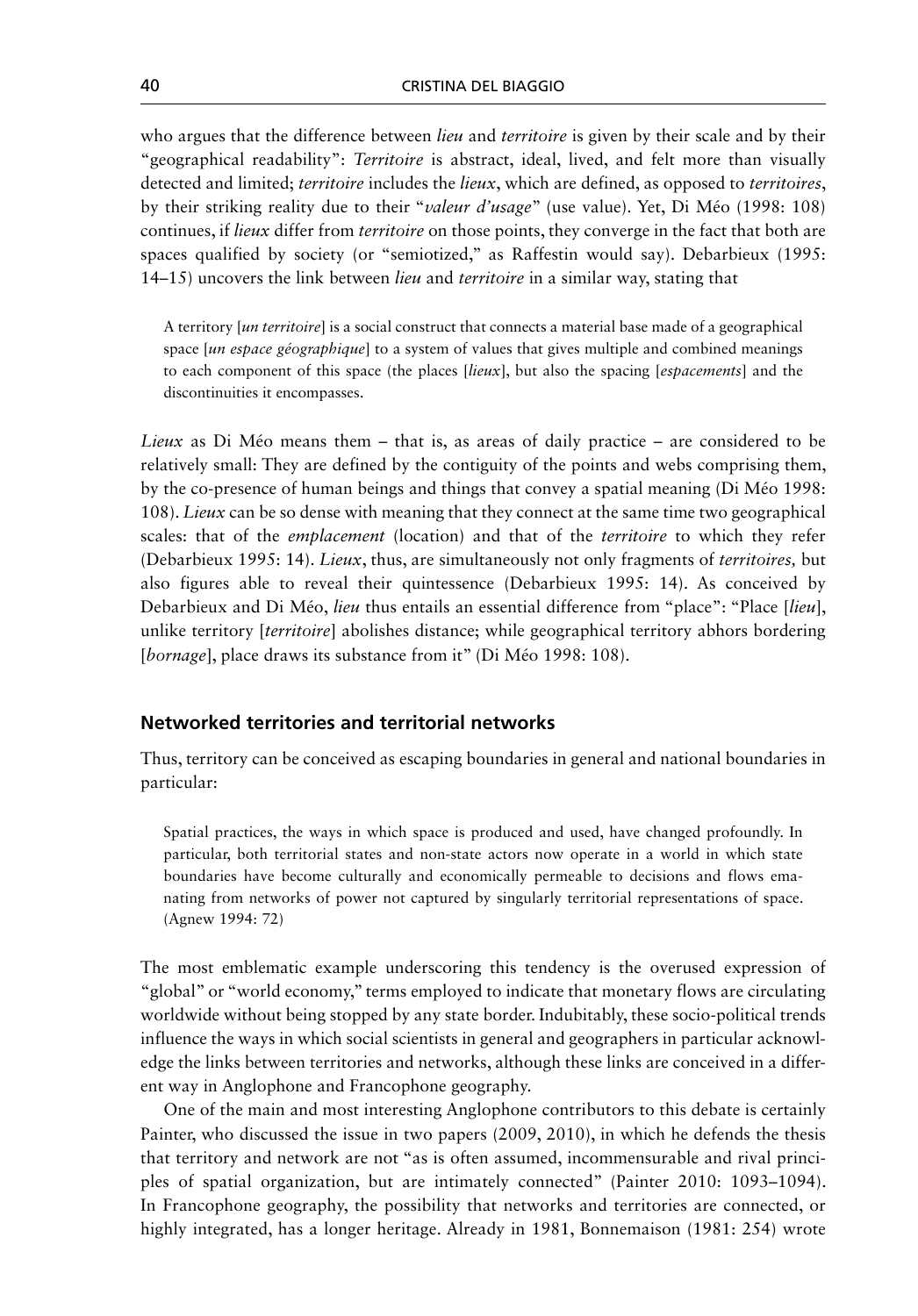who argues that the difference between *lieu* and *territoire* is given by their scale and by their "geographical readability": *Territoire* is abstract, ideal, lived, and felt more than visually detected and limited; *territoire* includes the *lieux*, which are defined, as opposed to *territoires*, by their striking reality due to their "*valeur d'usage*" (use value). Yet, Di Méo (1998: 108) continues, if *lieux* differ from *territoire* on those points, they converge in the fact that both are spaces qualified by society (or "semiotized," as Raffestin would say). Debarbieux (1995: 14–15) uncovers the link between *lieu* and *territoire* in a similar way, stating that

> A territory [*un territoire*] is a social construct that connects a material base made of a geographical space [*un espace géographique*] to a system of values that gives multiple and combined meanings to each component of this space (the places [*lieux*], but also the spacing [*espacements*] and the discontinuities it encompasses.

*Lieux* as Di Méo means them – that is, as areas of daily practice – are considered to be relatively small: They are defined by the contiguity of the points and webs comprising them, by the co-presence of human beings and things that convey a spatial meaning (Di Méo 1998: 108). *Lieux* can be so dense with meaning that they connect at the same time two geographical scales: that of the *emplacement* (location) and that of the *territoire* to which they refer (Debarbieux 1995: 14). *Lieux*, thus, are simultaneously not only fragments of *territoires,* but also figures able to reveal their quintessence (Debarbieux 1995: 14). As conceived by Debarbieux and Di Méo, *lieu* thus entails an essential difference from "place": "Place [*lieu*], unlike territory [*territoire*] abolishes distance; while geographical territory abhors bordering [*bornage*], place draws its substance from it" (Di Méo 1998: 108).

## Networked territories and territorial networks

Thus, territory can be conceived as escaping boundaries in general and national boundaries in particular:

> Spatial practices, the ways in which space is produced and used, have changed profoundly. In particular, both territorial states and non-state actors now operate in a world in which state boundaries have become culturally and economically permeable to decisions and flows emanating from networks of power not captured by singularly territorial representations of space. (Agnew 1994: 72)

The most emblematic example underscoring this tendency is the overused expression of "global" or "world economy," terms employed to indicate that monetary flows are circulating worldwide without being stopped by any state border. Indubitably, these socio-political trends influence the ways in which social scientists in general and geographers in particular acknowledge the links between territories and networks, although these links are conceived in a different way in Anglophone and Francophone geography.

One of the main and most interesting Anglophone contributors to this debate is certainly Painter, who discussed the issue in two papers (2009, 2010), in which he defends the thesis that territory and network are not "as is often assumed, incommensurable and rival principles of spatial organization, but are intimately connected" (Painter 2010: 1093–1094). In Francophone geography, the possibility that networks and territories are connected, or highly integrated, has a longer heritage. Already in 1981, Bonnemaison (1981: 254) wrote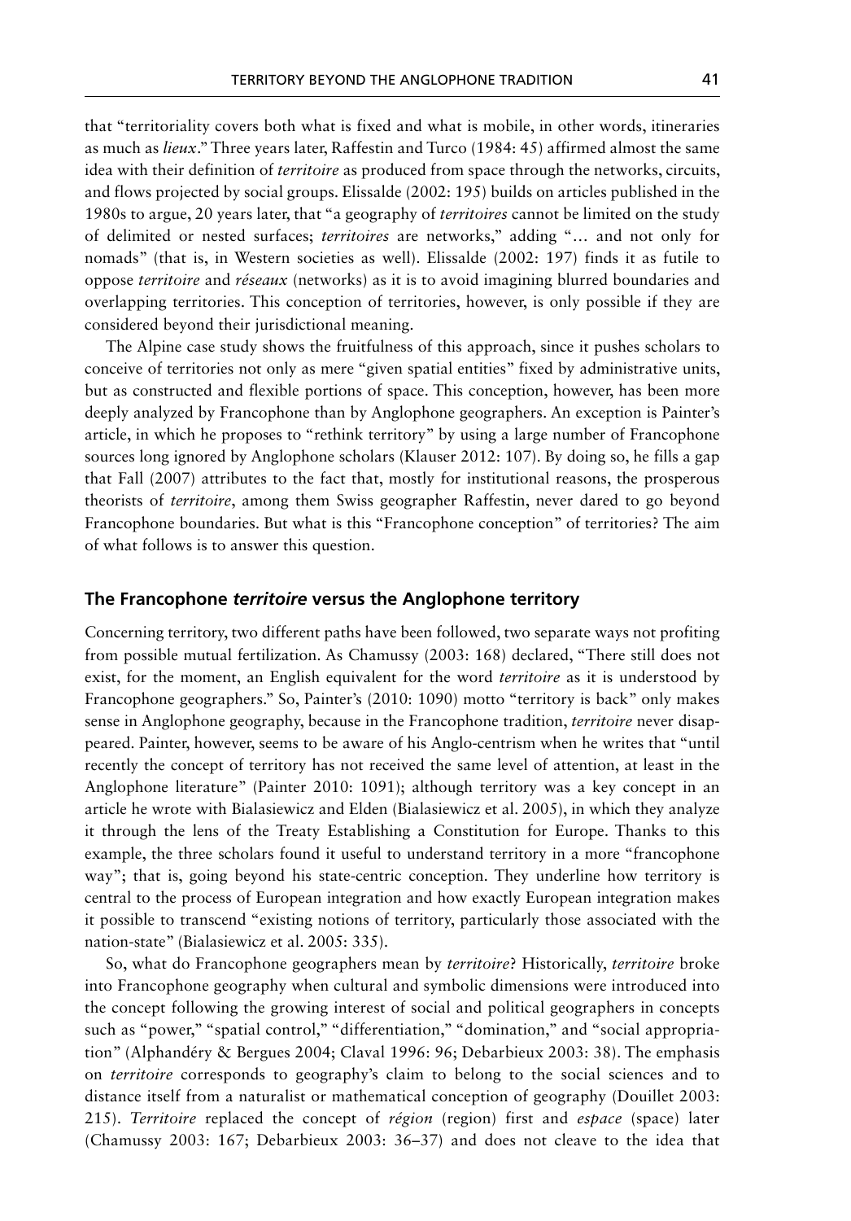that "territoriality covers both what is fixed and what is mobile, in other words, itineraries as much as *lieux*." Three years later, Raffestin and Turco (1984: 45) affirmed almost the same idea with their definition of *territoire* as produced from space through the networks, circuits, and flows projected by social groups. Elissalde (2002: 195) builds on articles published in the 1980s to argue, 20 years later, that "a geography of *territoires* cannot be limited on the study of delimited or nested surfaces; *territoires* are networks," adding "… and not only for nomads" (that is, in Western societies as well). Elissalde (2002: 197) finds it as futile to oppose *territoire* and *réseaux* (networks) as it is to avoid imagining blurred boundaries and overlapping territories. This conception of territories, however, is only possible if they are considered beyond their jurisdictional meaning.

The Alpine case study shows the fruitfulness of this approach, since it pushes scholars to conceive of territories not only as mere "given spatial entities" fixed by administrative units, but as constructed and flexible portions of space. This conception, however, has been more deeply analyzed by Francophone than by Anglophone geographers. An exception is Painter's article, in which he proposes to "rethink territory" by using a large number of Francophone sources long ignored by Anglophone scholars (Klauser 2012: 107). By doing so, he fills a gap that Fall (2007) attributes to the fact that, mostly for institutional reasons, the prosperous theorists of *territoire*, among them Swiss geographer Raffestin, never dared to go beyond Francophone boundaries. But what is this "Francophone conception" of territories? The aim of what follows is to answer this question.

## The Francophone *territoire* versus the Anglophone territory

Concerning territory, two different paths have been followed, two separate ways not profiting from possible mutual fertilization. As Chamussy (2003: 168) declared, "There still does not exist, for the moment, an English equivalent for the word *territoire* as it is understood by Francophone geographers." So, Painter's (2010: 1090) motto "territory is back" only makes sense in Anglophone geography, because in the Francophone tradition, *territoire* never disappeared. Painter, however, seems to be aware of his Anglo-centrism when he writes that "until recently the concept of territory has not received the same level of attention, at least in the Anglophone literature" (Painter 2010: 1091); although territory was a key concept in an article he wrote with Bialasiewicz and Elden (Bialasiewicz et al. 2005), in which they analyze it through the lens of the Treaty Establishing a Constitution for Europe. Thanks to this example, the three scholars found it useful to understand territory in a more "francophone way"; that is, going beyond his state-centric conception. They underline how territory is central to the process of European integration and how exactly European integration makes it possible to transcend "existing notions of territory, particularly those associated with the nation-state" (Bialasiewicz et al. 2005: 335).

So, what do Francophone geographers mean by *territoire*? Historically, *territoire* broke into Francophone geography when cultural and symbolic dimensions were introduced into the concept following the growing interest of social and political geographers in concepts such as "power," "spatial control," "differentiation," "domination," and "social appropriation" (Alphandéry & Bergues 2004; Claval 1996: 96; Debarbieux 2003: 38). The emphasis on *territoire* corresponds to geography's claim to belong to the social sciences and to distance itself from a naturalist or mathematical conception of geography (Douillet 2003: 215). *Territoire* replaced the concept of *région* (region) first and *espace* (space) later (Chamussy 2003: 167; Debarbieux 2003: 36–37) and does not cleave to the idea that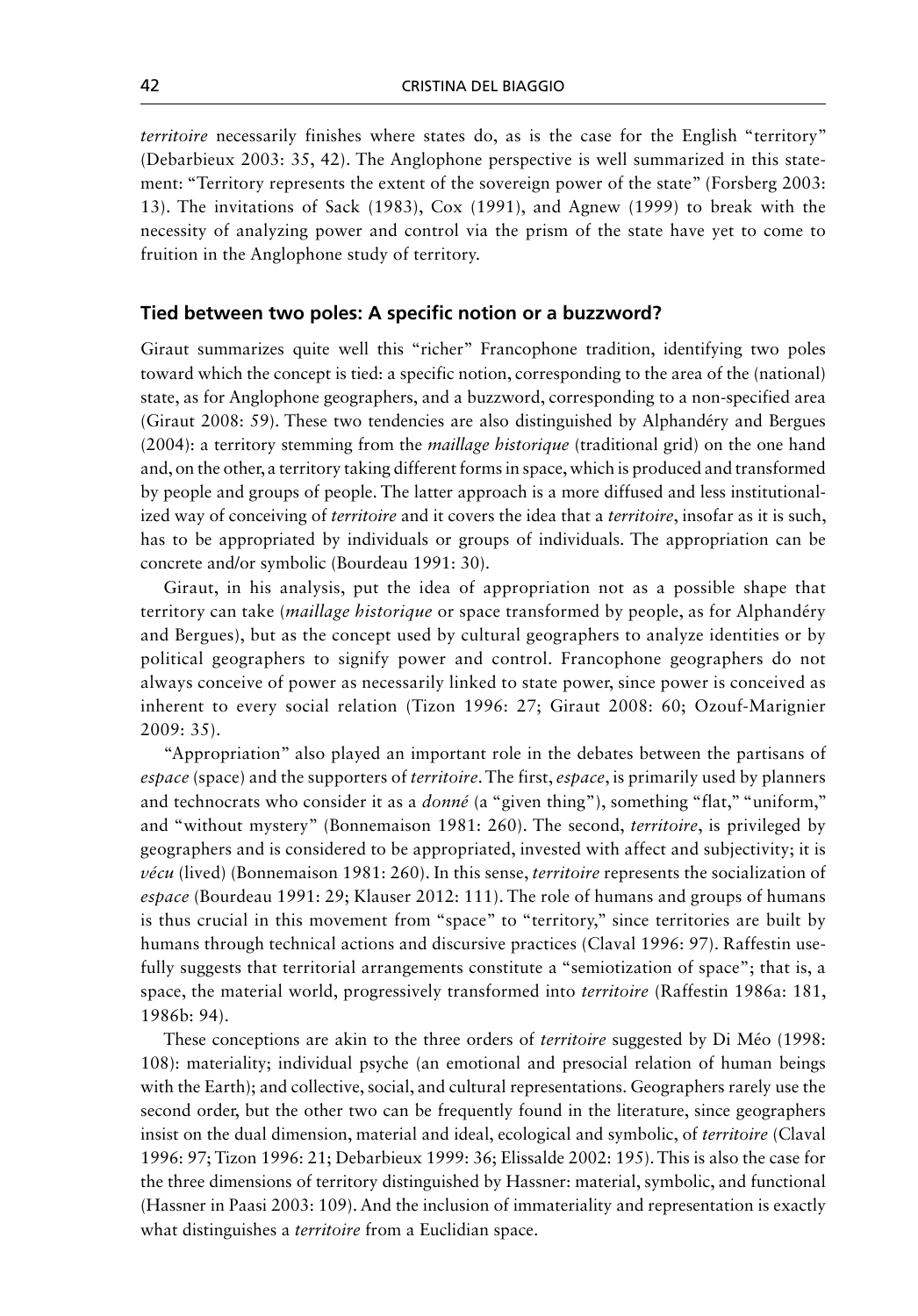*territoire* necessarily finishes where states do, as is the case for the English "territory" (Debarbieux 2003: 35, 42). The Anglophone perspective is well summarized in this statement: "Territory represents the extent of the sovereign power of the state" (Forsberg 2003: 13). The invitations of Sack (1983), Cox (1991), and Agnew (1999) to break with the necessity of analyzing power and control via the prism of the state have yet to come to fruition in the Anglophone study of territory.

## Tied between two poles: A specific notion or a buzzword?

Giraut summarizes quite well this "richer" Francophone tradition, identifying two poles toward which the concept is tied: a specific notion, corresponding to the area of the (national) state, as for Anglophone geographers, and a buzzword, corresponding to a non-specified area (Giraut 2008: 59). These two tendencies are also distinguished by Alphandéry and Bergues (2004): a territory stemming from the *maillage historique* (traditional grid) on the one hand and, on the other, a territory taking different forms in space, which is produced and transformed by people and groups of people. The latter approach is a more diffused and less institutionalized way of conceiving of *territoire* and it covers the idea that a *territoire*, insofar as it is such, has to be appropriated by individuals or groups of individuals. The appropriation can be concrete and/or symbolic (Bourdeau 1991: 30).

Giraut, in his analysis, put the idea of appropriation not as a possible shape that territory can take (*maillage historique* or space transformed by people, as for Alphandéry and Bergues), but as the concept used by cultural geographers to analyze identities or by political geographers to signify power and control. Francophone geographers do not always conceive of power as necessarily linked to state power, since power is conceived as inherent to every social relation (Tizon 1996: 27; Giraut 2008: 60; Ozouf-Marignier 2009: 35).

"Appropriation" also played an important role in the debates between the partisans of *espace* (space) and the supporters of *territoire*. The first, *espace*, is primarily used by planners and technocrats who consider it as a *donné* (a "given thing"), something "flat," "uniform," and "without mystery" (Bonnemaison 1981: 260). The second, *territoire*, is privileged by geographers and is considered to be appropriated, invested with affect and subjectivity; it is *vécu* (lived) (Bonnemaison 1981: 260). In this sense, *territoire* represents the socialization of *espace* (Bourdeau 1991: 29; Klauser 2012: 111). The role of humans and groups of humans is thus crucial in this movement from "space" to "territory," since territories are built by humans through technical actions and discursive practices (Claval 1996: 97). Raffestin usefully suggests that territorial arrangements constitute a "semiotization of space"; that is, a space, the material world, progressively transformed into *territoire* (Raffestin 1986a: 181, 1986b: 94).

These conceptions are akin to the three orders of *territoire* suggested by Di Méo (1998: 108): materiality; individual psyche (an emotional and presocial relation of human beings with the Earth); and collective, social, and cultural representations. Geographers rarely use the second order, but the other two can be frequently found in the literature, since geographers insist on the dual dimension, material and ideal, ecological and symbolic, of *territoire* (Claval 1996: 97; Tizon 1996: 21; Debarbieux 1999: 36; Elissalde 2002: 195). This is also the case for the three dimensions of territory distinguished by Hassner: material, symbolic, and functional (Hassner in Paasi 2003: 109). And the inclusion of immateriality and representation is exactly what distinguishes a *territoire* from a Euclidian space.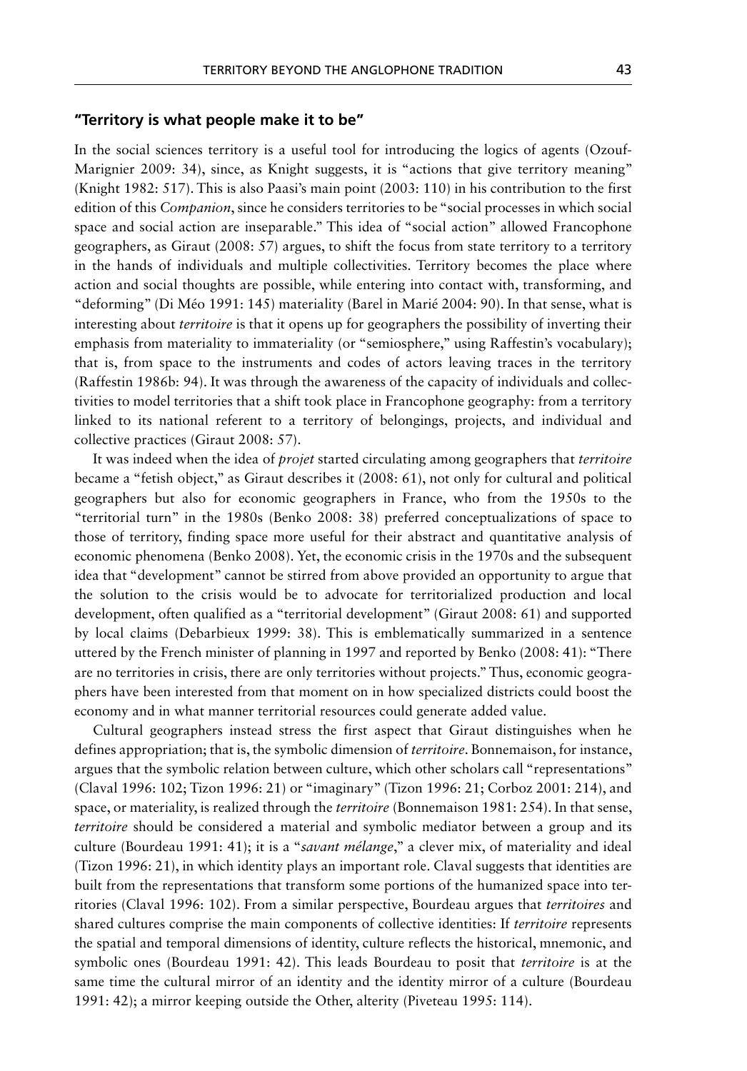### "Territory is what people make it to be"

In the social sciences territory is a useful tool for introducing the logics of agents (Ozouf-Marignier 2009: 34), since, as Knight suggests, it is "actions that give territory meaning" (Knight 1982: 517). This is also Paasi's main point (2003: 110) in his contribution to the first edition of this *Companion*, since he considers territories to be "social processes in which social space and social action are inseparable." This idea of "social action" allowed Francophone geographers, as Giraut (2008: 57) argues, to shift the focus from state territory to a territory in the hands of individuals and multiple collectivities. Territory becomes the place where action and social thoughts are possible, while entering into contact with, transforming, and "deforming" (Di Méo 1991: 145) materiality (Barel in Marié 2004: 90). In that sense, what is interesting about *territoire* is that it opens up for geographers the possibility of inverting their emphasis from materiality to immateriality (or "semiosphere," using Raffestin's vocabulary); that is, from space to the instruments and codes of actors leaving traces in the territory (Raffestin 1986b: 94). It was through the awareness of the capacity of individuals and collectivities to model territories that a shift took place in Francophone geography: from a territory linked to its national referent to a territory of belongings, projects, and individual and collective practices (Giraut 2008: 57).

It was indeed when the idea of *projet* started circulating among geographers that *territoire* became a "fetish object," as Giraut describes it (2008: 61), not only for cultural and political geographers but also for economic geographers in France, who from the 1950s to the "territorial turn" in the 1980s (Benko 2008: 38) preferred conceptualizations of space to those of territory, finding space more useful for their abstract and quantitative analysis of economic phenomena (Benko 2008). Yet, the economic crisis in the 1970s and the subsequent idea that "development" cannot be stirred from above provided an opportunity to argue that the solution to the crisis would be to advocate for territorialized production and local development, often qualified as a "territorial development" (Giraut 2008: 61) and supported by local claims (Debarbieux 1999: 38). This is emblematically summarized in a sentence uttered by the French minister of planning in 1997 and reported by Benko (2008: 41): "There are no territories in crisis, there are only territories without projects." Thus, economic geographers have been interested from that moment on in how specialized districts could boost the economy and in what manner territorial resources could generate added value.

Cultural geographers instead stress the first aspect that Giraut distinguishes when he defines appropriation; that is, the symbolic dimension of *territoire*. Bonnemaison, for instance, argues that the symbolic relation between culture, which other scholars call "representations" (Claval 1996: 102; Tizon 1996: 21) or "imaginary" (Tizon 1996: 21; Corboz 2001: 214), and space, or materiality, is realized through the *territoire* (Bonnemaison 1981: 254). In that sense, *territoire* should be considered a material and symbolic mediator between a group and its culture (Bourdeau 1991: 41); it is a "*savant mélange*," a clever mix, of materiality and ideal (Tizon 1996: 21), in which identity plays an important role. Claval suggests that identities are built from the representations that transform some portions of the humanized space into territories (Claval 1996: 102). From a similar perspective, Bourdeau argues that *territoires* and shared cultures comprise the main components of collective identities: If *territoire* represents the spatial and temporal dimensions of identity, culture reflects the historical, mnemonic, and symbolic ones (Bourdeau 1991: 42). This leads Bourdeau to posit that *territoire* is at the same time the cultural mirror of an identity and the identity mirror of a culture (Bourdeau 1991: 42); a mirror keeping outside the Other, alterity (Piveteau 1995: 114).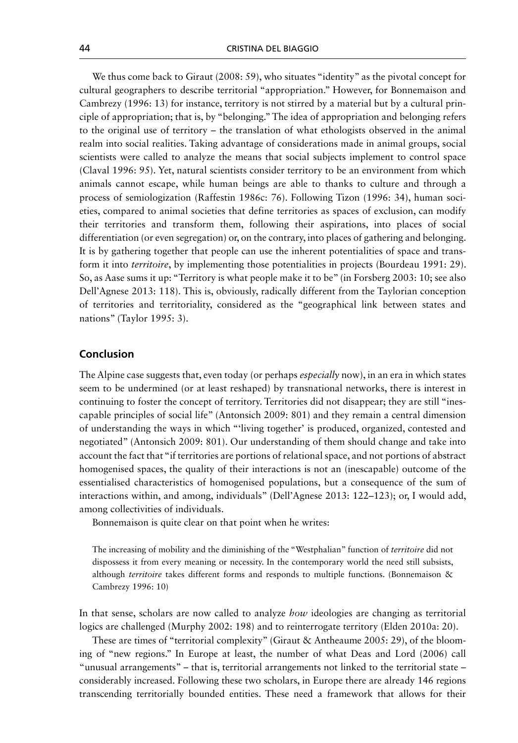We thus come back to Giraut (2008: 59), who situates "identity" as the pivotal concept for cultural geographers to describe territorial "appropriation." However, for Bonnemaison and Cambrezy (1996: 13) for instance, territory is not stirred by a material but by a cultural principle of appropriation; that is, by "belonging." The idea of appropriation and belonging refers to the original use of territory – the translation of what ethologists observed in the animal realm into social realities. Taking advantage of considerations made in animal groups, social scientists were called to analyze the means that social subjects implement to control space (Claval 1996: 95). Yet, natural scientists consider territory to be an environment from which animals cannot escape, while human beings are able to thanks to culture and through a process of semiologization (Raffestin 1986c: 76). Following Tizon (1996: 34), human societies, compared to animal societies that define territories as spaces of exclusion, can modify their territories and transform them, following their aspirations, into places of social differentiation (or even segregation) or, on the contrary, into places of gathering and belonging. It is by gathering together that people can use the inherent potentialities of space and transform it into *territoire*, by implementing those potentialities in projects (Bourdeau 1991: 29). So, as Aase sums it up: "Territory is what people make it to be" (in Forsberg 2003: 10; see also Dell'Agnese 2013: 118). This is, obviously, radically different from the Taylorian conception of territories and territoriality, considered as the "geographical link between states and nations" (Taylor 1995: 3).

## Conclusion

The Alpine case suggests that, even today (or perhaps *especially* now), in an era in which states seem to be undermined (or at least reshaped) by transnational networks, there is interest in continuing to foster the concept of territory. Territories did not disappear; they are still "inescapable principles of social life" (Antonsich 2009: 801) and they remain a central dimension of understanding the ways in which "'living together' is produced, organized, contested and negotiated" (Antonsich 2009: 801). Our understanding of them should change and take into account the fact that "if territories are portions of relational space, and not portions of abstract homogenised spaces, the quality of their interactions is not an (inescapable) outcome of the essentialised characteristics of homogenised populations, but a consequence of the sum of interactions within, and among, individuals" (Dell'Agnese 2013: 122–123); or, I would add, among collectivities of individuals.

Bonnemaison is quite clear on that point when he writes:

> The increasing of mobility and the diminishing of the "Westphalian" function of *territoire* did not dispossess it from every meaning or necessity. In the contemporary world the need still subsists, although *territoire* takes different forms and responds to multiple functions. (Bonnemaison & Cambrezy 1996: 10)

In that sense, scholars are now called to analyze *how* ideologies are changing as territorial logics are challenged (Murphy 2002: 198) and to reinterrogate territory (Elden 2010a: 20).

These are times of "territorial complexity" (Giraut & Antheaume 2005: 29), of the blooming of "new regions." In Europe at least, the number of what Deas and Lord (2006) call "unusual arrangements" – that is, territorial arrangements not linked to the territorial state – considerably increased. Following these two scholars, in Europe there are already 146 regions transcending territorially bounded entities. These need a framework that allows for their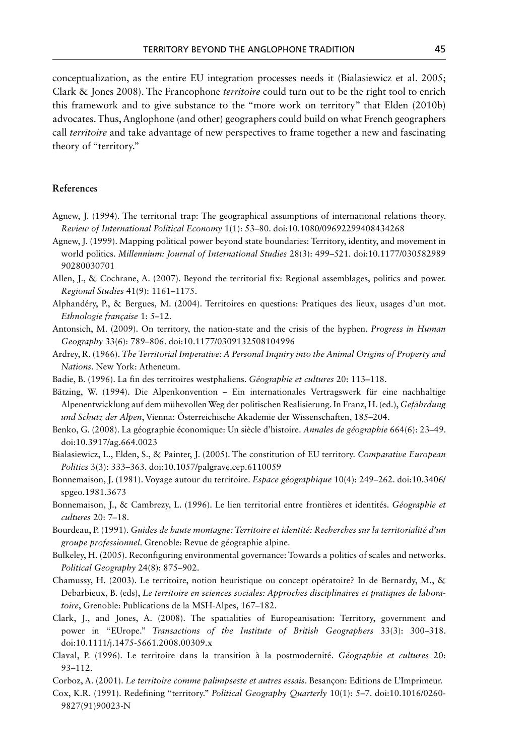conceptualization, as the entire EU integration processes needs it (Bialasiewicz et al. 2005; Clark & Jones 2008). The Francophone *territoire* could turn out to be the right tool to enrich this framework and to give substance to the "more work on territory" that Elden (2010b) advocates. Thus, Anglophone (and other) geographers could build on what French geographers call *territoire* and take advantage of new perspectives to frame together a new and fascinating theory of "territory."

## References

Agnew, J. (1994). The territorial trap: The geographical assumptions of international relations theory. *Review of International Political Economy* 1(1): 53–80. doi:10.1080/09692299408434268

Agnew, J. (1999). Mapping political power beyond state boundaries: Territory, identity, and movement in world politics. *Millennium: Journal of International Studies* 28(3): 499–521. doi:10.1177/03058298990280030701

Allen, J., & Cochrane, A. (2007). Beyond the territorial fix: Regional assemblages, politics and power. *Regional Studies* 41(9): 1161–1175.

Alphandéry, P., & Bergues, M. (2004). Territoires en questions: Pratiques des lieux, usages d'un mot. *Ethnologie française* 1: 5–12.

Antonsich, M. (2009). On territory, the nation-state and the crisis of the hyphen. *Progress in Human Geography* 33(6): 789–806. doi:10.1177/0309132508104996

Ardrey, R. (1966). *The Territorial Imperative: A Personal Inquiry into the Animal Origins of Property and Nations*. New York: Atheneum.

Badie, B. (1996). La fin des territoires westphaliens. *Géographie et cultures* 20: 113–118.

Bätzing, W. (1994). Die Alpenkonvention – Ein internationales Vertragswerk für eine nachhaltige Alpenentwicklung auf dem mühevollen Weg der politischen Realisierung. In Franz, H. (ed.), *Gefährdung und Schutz der Alpen*, Vienna: Österreichische Akademie der Wissenschaften, 185–204.

Benko, G. (2008). La géographie économique: Un siècle d'histoire. *Annales de géographie* 664(6): 23–49. doi:10.3917/ag.664.0023

Bialasiewicz, L., Elden, S., & Painter, J. (2005). The constitution of EU territory. *Comparative European Politics* 3(3): 333–363. doi:10.1057/palgrave.cep.6110059

Bonnemaison, J. (1981). Voyage autour du territoire. *Espace géographique* 10(4): 249–262. doi:10.3406/spgeo.1981.3673

Bonnemaison, J., & Cambrezy, L. (1996). Le lien territorial entre frontières et identités. *Géographie et cultures* 20: 7–18.

Bourdeau, P. (1991). *Guides de haute montagne: Territoire et identité: Recherches sur la territorialité d'un groupe professionnel*. Grenoble: Revue de géographie alpine.

Bulkeley, H. (2005). Reconfiguring environmental governance: Towards a politics of scales and networks. *Political Geography* 24(8): 875–902.

Chamussy, H. (2003). Le territoire, notion heuristique ou concept opératoire? In de Bernardy, M., & Debarbieux, B. (eds), *Le territoire en sciences sociales: Approches disciplinaires et pratiques de laboratoire*, Grenoble: Publications de la MSH-Alpes, 167–182.

Clark, J., and Jones, A. (2008). The spatialities of Europeanisation: Territory, government and power in "EUrope." *Transactions of the Institute of British Geographers* 33(3): 300–318. doi:10.1111/j.1475-5661.2008.00309.x

Claval, P. (1996). Le territoire dans la transition à la postmodernité. *Géographie et cultures* 20: 93–112.

Corboz, A. (2001). *Le territoire comme palimpseste et autres essais*. Besançon: Editions de L'Imprimeur.

Cox, K.R. (1991). Redefining "territory." *Political Geography Quarterly* 10(1): 5–7. doi:10.1016/0260-9827(91)90023-N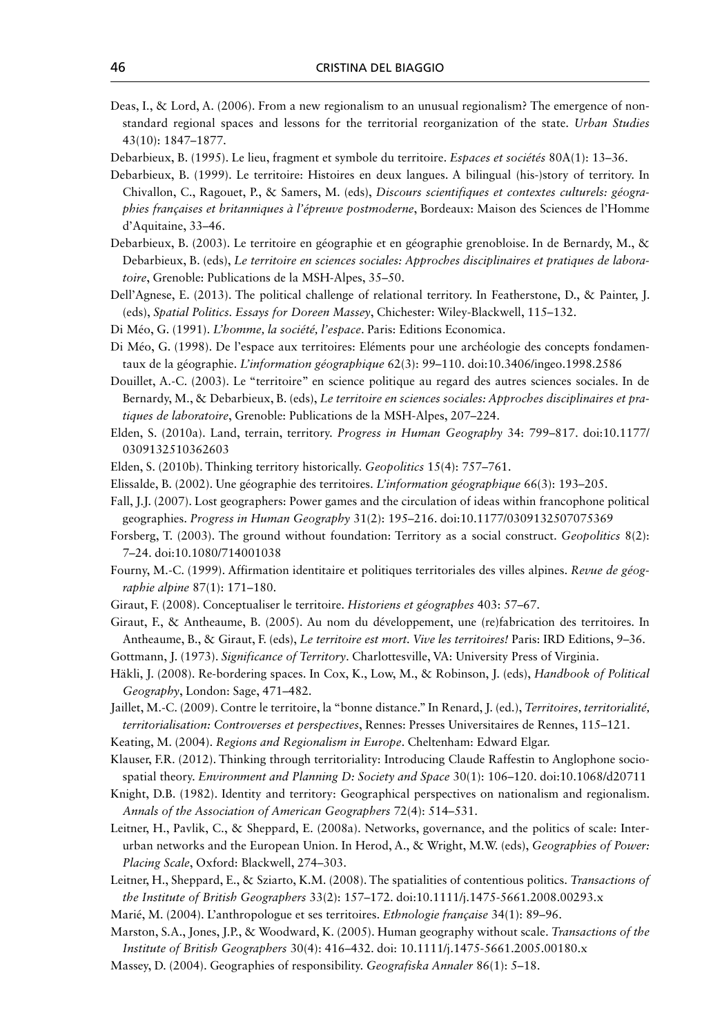Deas, I., & Lord, A. (2006). From a new regionalism to an unusual regionalism? The emergence of non-standard regional spaces and lessons for the territorial reorganization of the state. *Urban Studies* 43(10): 1847–1877.

Debarbieux, B. (1995). Le lieu, fragment et symbole du territoire. *Espaces et sociétés* 80A(1): 13–36.

Debarbieux, B. (1999). Le territoire: Histoires en deux langues. A bilingual (his-)story of territory. In Chivallon, C., Ragouet, P., & Samers, M. (eds), *Discours scientifiques et contextes culturels: géographies françaises et britanniques à l'épreuve postmoderne*, Bordeaux: Maison des Sciences de l'Homme d'Aquitaine, 33–46.

Debarbieux, B. (2003). Le territoire en géographie et en géographie grenobloise. In de Bernardy, M., & Debarbieux, B. (eds), *Le territoire en sciences sociales: Approches disciplinaires et pratiques de laboratoire*, Grenoble: Publications de la MSH-Alpes, 35–50.

Dell'Agnese, E. (2013). The political challenge of relational territory. In Featherstone, D., & Painter, J. (eds), *Spatial Politics. Essays for Doreen Massey*, Chichester: Wiley-Blackwell, 115–132.

Di Méo, G. (1991). *L'homme, la société, l'espace*. Paris: Editions Economica.

Di Méo, G. (1998). De l'espace aux territoires: Eléments pour une archéologie des concepts fondamentaux de la géographie. *L'information géographique* 62(3): 99–110. doi:10.3406/ingeo.1998.2586

Douillet, A.-C. (2003). Le "territoire" en science politique au regard des autres sciences sociales. In de Bernardy, M., & Debarbieux, B. (eds), *Le territoire en sciences sociales: Approches disciplinaires et pratiques de laboratoire*, Grenoble: Publications de la MSH-Alpes, 207–224.

Elden, S. (2010a). Land, terrain, territory. *Progress in Human Geography* 34: 799–817. doi:10.1177/0309132510362603

Elden, S. (2010b). Thinking territory historically. *Geopolitics* 15(4): 757–761.

Elissalde, B. (2002). Une géographie des territoires. *L'information géographique* 66(3): 193–205.

Fall, J.J. (2007). Lost geographers: Power games and the circulation of ideas within francophone political geographies. *Progress in Human Geography* 31(2): 195–216. doi:10.1177/0309132507075369

Forsberg, T. (2003). The ground without foundation: Territory as a social construct. *Geopolitics* 8(2): 7–24. doi:10.1080/714001038

Fourny, M.-C. (1999). Affirmation identitaire et politiques territoriales des villes alpines. *Revue de géographie alpine* 87(1): 171–180.

Giraut, F. (2008). Conceptualiser le territoire. *Historiens et géographes* 403: 57–67.

Giraut, F., & Antheaume, B. (2005). Au nom du développement, une (re)fabrication des territoires. In Antheaume, B., & Giraut, F. (eds), *Le territoire est mort. Vive les territoires!* Paris: IRD Editions, 9–36.

Gottmann, J. (1973). *Significance of Territory*. Charlottesville, VA: University Press of Virginia.

Häkli, J. (2008). Re-bordering spaces. In Cox, K., Low, M., & Robinson, J. (eds), *Handbook of Political Geography*, London: Sage, 471–482.

Jaillet, M.-C. (2009). Contre le territoire, la "bonne distance." In Renard, J. (ed.), *Territoires, territorialité, territorialisation: Controverses et perspectives*, Rennes: Presses Universitaires de Rennes, 115–121.

Keating, M. (2004). *Regions and Regionalism in Europe*. Cheltenham: Edward Elgar.

Klauser, F.R. (2012). Thinking through territoriality: Introducing Claude Raffestin to Anglophone sociospatial theory. *Environment and Planning D: Society and Space* 30(1): 106–120. doi:10.1068/d20711

Knight, D.B. (1982). Identity and territory: Geographical perspectives on nationalism and regionalism. *Annals of the Association of American Geographers* 72(4): 514–531.

Leitner, H., Pavlik, C., & Sheppard, E. (2008a). Networks, governance, and the politics of scale: Inter-urban networks and the European Union. In Herod, A., & Wright, M.W. (eds), *Geographies of Power: Placing Scale*, Oxford: Blackwell, 274–303.

Leitner, H., Sheppard, E., & Sziarto, K.M. (2008). The spatialities of contentious politics. *Transactions of the Institute of British Geographers* 33(2): 157–172. doi:10.1111/j.1475-5661.2008.00293.x

Marié, M. (2004). L'anthropologue et ses territoires. *Ethnologie française* 34(1): 89–96.

Marston, S.A., Jones, J.P., & Woodward, K. (2005). Human geography without scale. *Transactions of the Institute of British Geographers* 30(4): 416–432. doi: 10.1111/j.1475-5661.2005.00180.x

Massey, D. (2004). Geographies of responsibility. *Geografiska Annaler* 86(1): 5–18.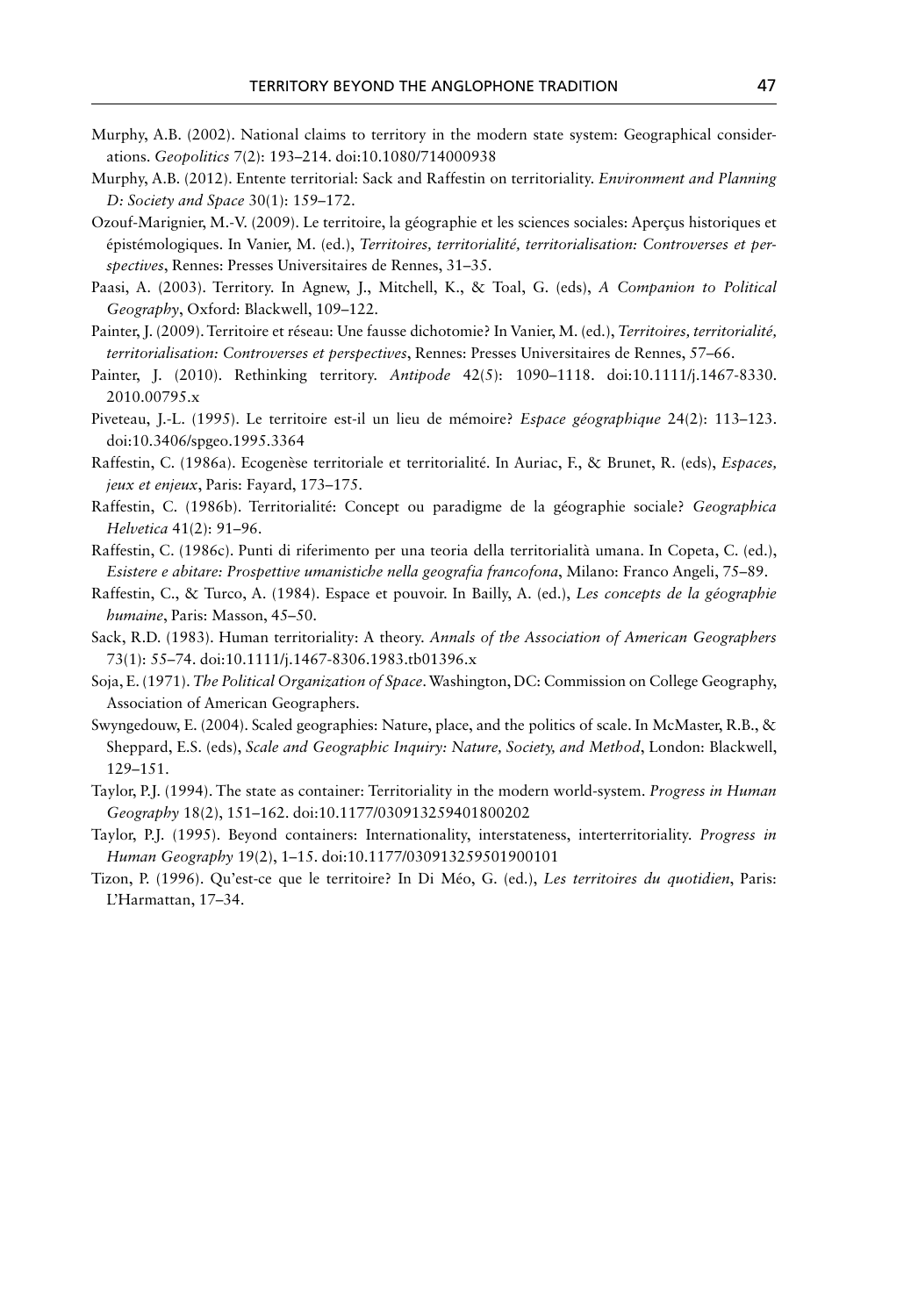Murphy, A.B. (2002). National claims to territory in the modern state system: Geographical considerations. *Geopolitics* 7(2): 193–214. doi:10.1080/714000938

Murphy, A.B. (2012). Entente territorial: Sack and Raffestin on territoriality. *Environment and Planning D: Society and Space* 30(1): 159–172.

Ozouf-Marignier, M.-V. (2009). Le territoire, la géographie et les sciences sociales: Aperçus historiques et épistémologiques. In Vanier, M. (ed.), *Territoires, territorialité, territorialisation: Controverses et perspectives*, Rennes: Presses Universitaires de Rennes, 31–35.

Paasi, A. (2003). Territory. In Agnew, J., Mitchell, K., & Toal, G. (eds), *A Companion to Political Geography*, Oxford: Blackwell, 109–122.

Painter, J. (2009). Territoire et réseau: Une fausse dichotomie? In Vanier, M. (ed.), *Territoires, territorialité, territorialisation: Controverses et perspectives*, Rennes: Presses Universitaires de Rennes, 57–66.

Painter, J. (2010). Rethinking territory. *Antipode* 42(5): 1090–1118. doi:10.1111/j.1467-8330.2010.00795.x

Piveteau, J.-L. (1995). Le territoire est-il un lieu de mémoire? *Espace géographique* 24(2): 113–123. doi:10.3406/spgeo.1995.3364

Raffestin, C. (1986a). Ecogenèse territoriale et territorialité. In Auriac, F., & Brunet, R. (eds), *Espaces, jeux et enjeux*, Paris: Fayard, 173–175.

Raffestin, C. (1986b). Territorialité: Concept ou paradigme de la géographie sociale? *Geographica Helvetica* 41(2): 91–96.

Raffestin, C. (1986c). Punti di riferimento per una teoria della territorialità umana. In Copeta, C. (ed.), *Esistere e abitare: Prospettive umanistiche nella geografia francofona*, Milano: Franco Angeli, 75–89.

Raffestin, C., & Turco, A. (1984). Espace et pouvoir. In Bailly, A. (ed.), *Les concepts de la géographie humaine*, Paris: Masson, 45–50.

Sack, R.D. (1983). Human territoriality: A theory. *Annals of the Association of American Geographers* 73(1): 55–74. doi:10.1111/j.1467-8306.1983.tb01396.x

Soja, E. (1971). *The Political Organization of Space*. Washington, DC: Commission on College Geography, Association of American Geographers.

Swyngedouw, E. (2004). Scaled geographies: Nature, place, and the politics of scale. In McMaster, R.B., & Sheppard, E.S. (eds), *Scale and Geographic Inquiry: Nature, Society, and Method*, London: Blackwell, 129–151.

Taylor, P.J. (1994). The state as container: Territoriality in the modern world-system. *Progress in Human Geography* 18(2), 151–162. doi:10.1177/030913259401800202

Taylor, P.J. (1995). Beyond containers: Internationality, interstateness, interterritoriality. *Progress in Human Geography* 19(2), 1–15. doi:10.1177/030913259501900101

Tizon, P. (1996). Qu'est-ce que le territoire? In Di Méo, G. (ed.), *Les territoires du quotidien*, Paris: L'Harmattan, 17–34.